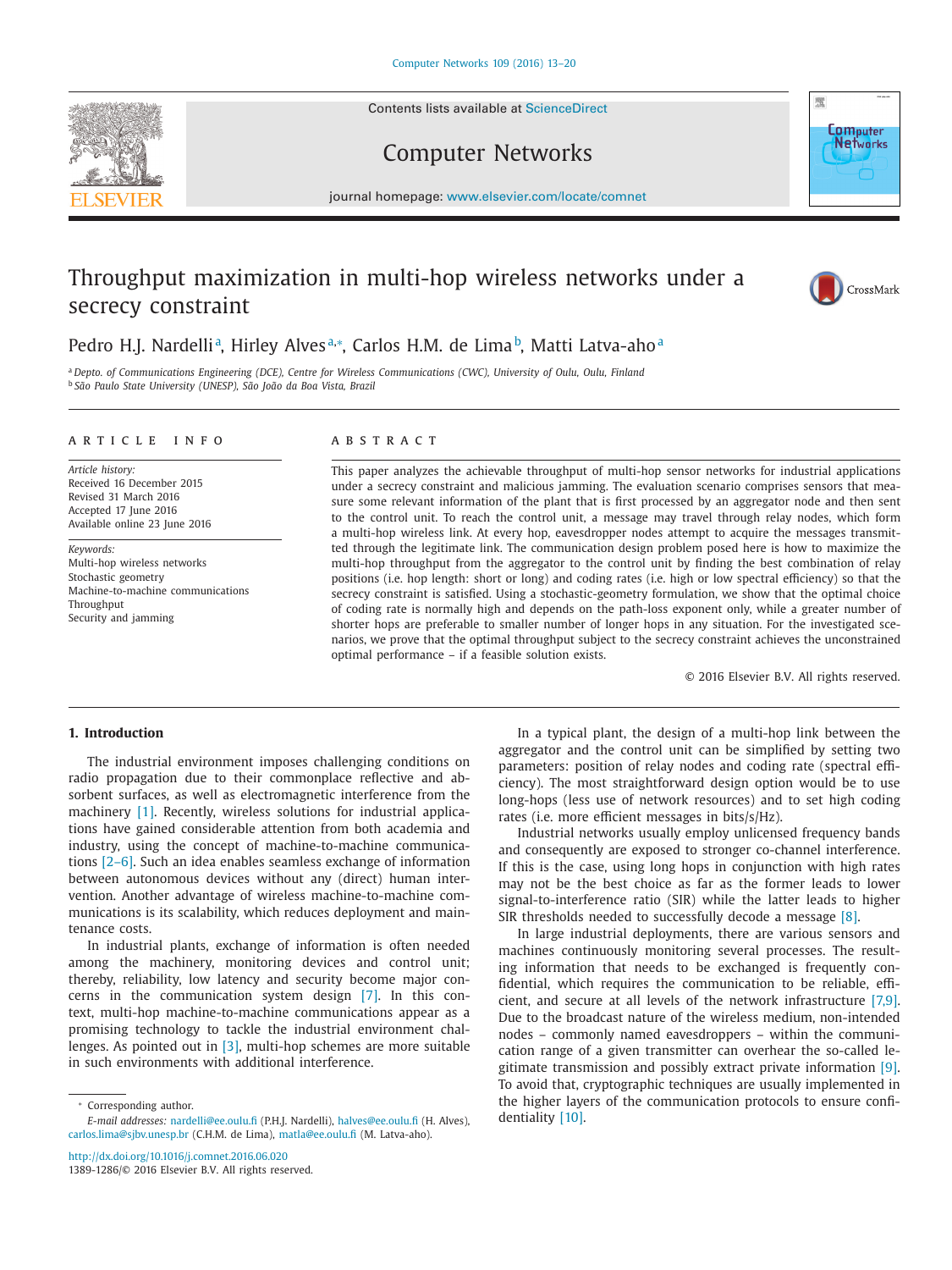# Throughput maximization in multi-hop wireless networks under a secrecy constraint

Pedro H.J. Nardelli[a], Hirley Alves[a,*], Carlos H.M. de Lima[b], Matti Latva-aho[a]

[a] Depto. of Communications Engineering (DCE), Centre for Wireless Communications (CWC), University of Oulu, Oulu, Finland
[b] São Paulo State University (UNESP), São João da Boa Vista, Brazil

## ARTICLE INFO

*Article history:*
Received 16 December 2015
Revised 31 March 2016
Accepted 17 June 2016
Available online 23 June 2016

*Keywords:*
Multi-hop wireless networks
Stochastic geometry
Machine-to-machine communications
Throughput
Security and jamming

## ABSTRACT

This paper analyzes the achievable throughput of multi-hop sensor networks for industrial applications under a secrecy constraint and malicious jamming. The evaluation scenario comprises sensors that measure some relevant information of the plant that is first processed by an aggregator node and then sent to the control unit. To reach the control unit, a message may travel through relay nodes, which form a multi-hop wireless link. At every hop, eavesdropper nodes attempt to acquire the messages transmitted through the legitimate link. The communication design problem posed here is how to maximize the multi-hop throughput from the aggregator to the control unit by finding the best combination of relay positions (i.e. hop length: short or long) and coding rates (i.e. high or low spectral efficiency) so that the secrecy constraint is satisfied. Using a stochastic-geometry formulation, we show that the optimal choice of coding rate is normally high and depends on the path-loss exponent only, while a greater number of shorter hops are preferable to smaller number of longer hops in any situation. For the investigated scenarios, we prove that the optimal throughput subject to the secrecy constraint achieves the unconstrained optimal performance – if a feasible solution exists.

© 2016 Elsevier B.V. All rights reserved.

## 1. Introduction

The industrial environment imposes challenging conditions on radio propagation due to their commonplace reflective and absorbent surfaces, as well as electromagnetic interference from the machinery [1]. Recently, wireless solutions for industrial applications have gained considerable attention from both academia and industry, using the concept of machine-to-machine communications [2–6]. Such an idea enables seamless exchange of information between autonomous devices without any (direct) human intervention. Another advantage of wireless machine-to-machine communications is its scalability, which reduces deployment and maintenance costs.

In industrial plants, exchange of information is often needed among the machinery, monitoring devices and control unit; thereby, security, reliability, low latency and security become major concerns in the communication system design [7]. In this context, multi-hop machine-to-machine communications appear as a promising technology to tackle the industrial environment challenges. As pointed out in [3], multi-hop schemes are more suitable in such environments with additional interference.

In a typical plant, the design of a multi-hop link between the aggregator and the control unit can be simplified by setting two parameters: position of relay nodes and coding rate (spectral efficiency). The most straightforward design option would be to use long-hops (less use of network resources) and to set high coding rates (i.e. more efficient messages in bits/s/Hz).

Industrial networks usually employ unlicensed frequency bands and consequently are exposed to stronger co-channel interference. If this is the case, using long hops in conjunction with high rates may not be the best choice as far as the former leads to lower signal-to-interference ratio (SIR) while the latter leads to higher SIR thresholds needed to successfully decode a message [8].

In large industrial deployments, there are various sensors and machines continuously monitoring several processes. The resulting information that needs to be exchanged is frequently confidential, which requires the communication to be reliable, efficient, and secure at all levels of the network infrastructure [7,9]. Due to the broadcast nature of the wireless medium, non-intended nodes – commonly named eavesdroppers – within the communication range of a given transmitter can overhear the so-called legitimate transmission and possibly extract private information [9]. To avoid that, cryptographic techniques are usually implemented in the higher layers of the communication protocols to ensure confidentiality [10].

---

* Corresponding author.
E-mail addresses: nardelli@ee.oulu.fi (P.H.J. Nardelli), halves@ee.oulu.fi (H. Alves), carlos.lima@sjbv.unesp.br (C.H.M. de Lima), matla@ee.oulu.fi (M. Latva-aho).

http://dx.doi.org/10.1016/j.comnet.2016.06.020
1389-1286/© 2016 Elsevier B.V. All rights reserved.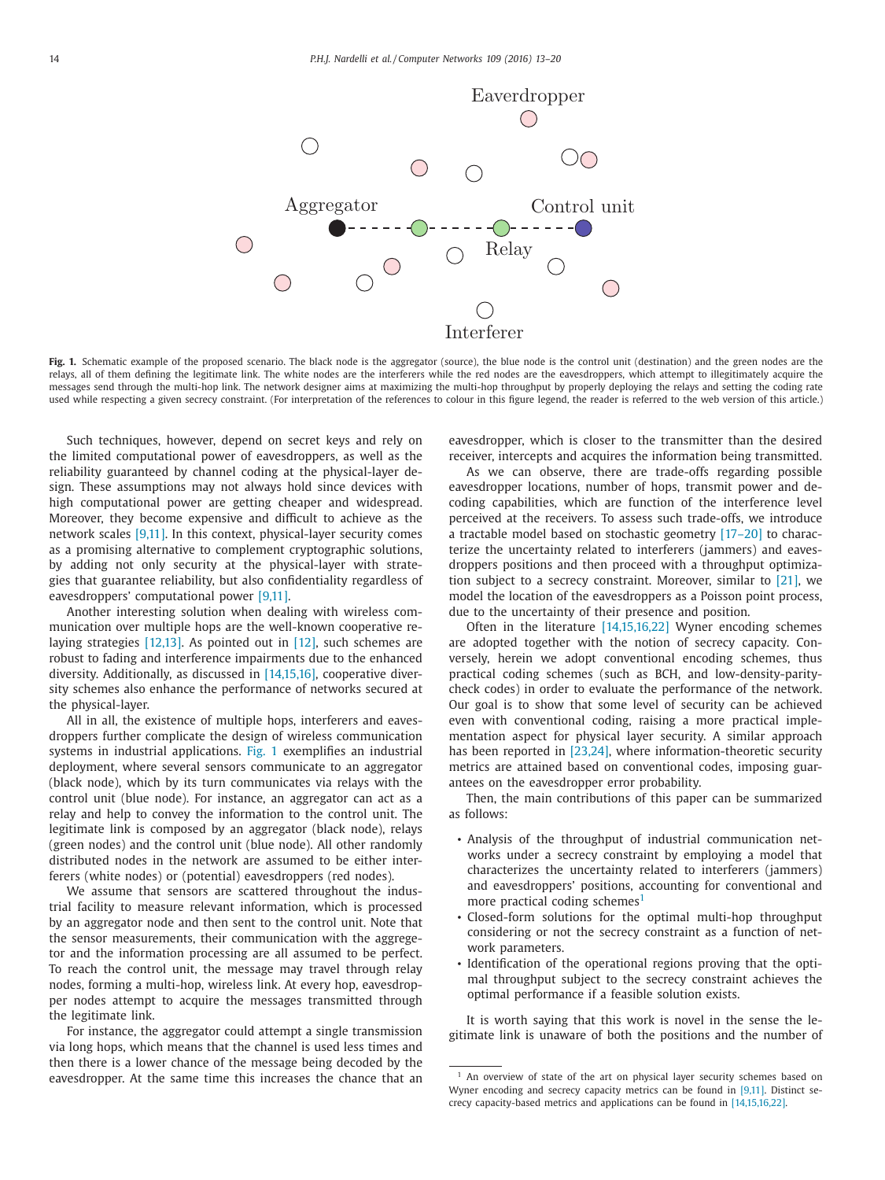Fig. 1. Schematic example of the proposed scenario. The black node is the aggregator (source), the blue node is the control unit (destination) and the green nodes are the relays, all of them defining the legitimate link. The white nodes are the interferers while the red nodes are the eavesdroppers, which attempt to illegitimately acquire the messages send through the multi-hop link. The network designer aims at maximizing the multi-hop throughput by properly deploying the relays and setting the coding rate used while respecting a given secrecy constraint. (For interpretation of the references to colour in this figure legend, the reader is referred to the web version of this article.)

Such techniques, however, depend on secret keys and rely on the limited computational power of eavesdroppers, as well as the reliability guaranteed by channel coding at the physical-layer design. These assumptions may not always hold since devices with high computational power are getting cheaper and widespread. Moreover, they become expensive and difficult to achieve as the network scales [9,11]. In this context, physical-layer security comes as a promising alternative to complement cryptographic solutions, by adding not only security at the physical-layer with strategies that guarantee reliability, but also confidentiality regardless of eavesdroppers' computational power [9,11].

Another interesting solution when dealing with wireless communication over multiple hops are the well-known cooperative relaying strategies [12,13]. As pointed out in [12], such schemes are robust to fading and interference impairments due to the enhanced diversity. Additionally, as discussed in [14,15,16], cooperative diversity schemes also enhance the performance of networks secured at the physical-layer.

All in all, the existence of multiple hops, interferers and eavesdroppers further complicate the design of wireless communication systems in industrial applications. Fig. 1 exemplifies an industrial deployment, where several sensors communicate to an aggregator (black node), which by its turn communicates via relays with the control unit (blue node). For instance, an aggregator can act as a relay and help to convey the information to the control unit. The legitimate link is composed by an aggregator (black node), relays (green nodes) and the control unit (blue node). All other randomly distributed nodes in the network are assumed to be either interferers (white nodes) or (potential) eavesdroppers (red nodes).

We assume that sensors are scattered throughout the industrial facility to measure relevant information, which is processed by an aggregator node and then sent to the control unit. Note that the sensor measurements, their communication with the aggregetor and the information processing are all assumed to be perfect. To reach the control unit, the message may travel through relay nodes, forming a multi-hop, wireless link. At every hop, eavesdropper nodes attempt to acquire the messages transmitted through the legitimate link.

For instance, the aggregator could attempt a single transmission via long hops, which means that the channel is used less times and then there is a lower chance of the message being decoded by the eavesdropper. At the same time this increases the chance that an eavesdropper, which is closer to the transmitter than the desired receiver, intercepts and acquires the information being transmitted.

As we can observe, there are trade-offs regarding possible eavesdropper locations, number of hops, transmit power and decoding capabilities, which are function of the interference level perceived at the receivers. To assess such trade-offs, we introduce a tractable model based on stochastic geometry [17–20] to characterize the uncertainty related to interferers (jammers) and eavesdroppers positions and then proceed with a throughput optimization subject to a secrecy constraint. Moreover, similar to [21], we model the location of the eavesdroppers as a Poisson point process, due to the uncertainty of their presence and position.

Often in the literature [14,15,16,22] Wyner encoding schemes are adopted together with the notion of secrecy capacity. Conversely, herein we adopt conventional encoding schemes, thus practical coding schemes (such as BCH, and low-density-parity-check codes) in order to evaluate the performance of the network. Our goal is to show that some level of security can be achieved even with conventional coding, raising a more practical implementation aspect for physical layer security. A similar approach has been reported in [23,24], where information-theoretic security metrics are attained based on conventional codes, imposing guarantees on the eavesdropper error probability.

Then, the main contributions of this paper can be summarized as follows:

- Analysis of the throughput of industrial communication networks under a secrecy constraint by employing a model that characterizes the uncertainty related to interferers (jammers) and eavesdroppers' positions, accounting for conventional and more practical coding schemes[1]
- Closed-form solutions for the optimal multi-hop throughput considering or not the secrecy constraint as a function of network parameters.
- Identification of the operational regions proving that the optimal throughput subject to the secrecy constraint achieves the optimal performance if a feasible solution exists.

It is worth saying that this work is novel in the sense the legitimate link is unaware of both the positions and the number of

[1] An overview of state of the art on physical layer security schemes based on Wyner encoding and secrecy capacity metrics can be found in [9,11]. Distinct secrecy capacity-based metrics and applications can be found in [14,15,16,22].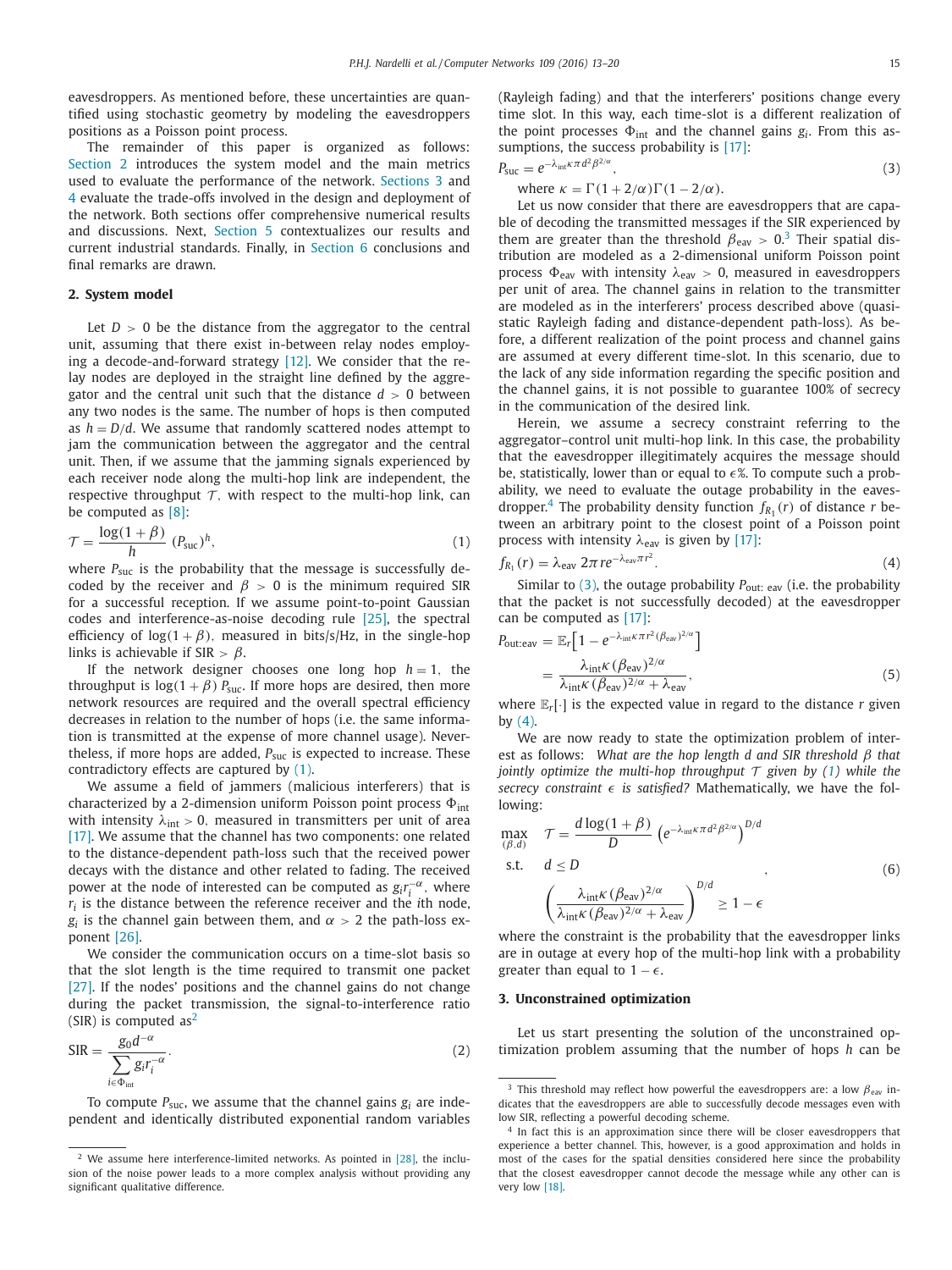eavesdroppers. As mentioned before, these uncertainties are quantified using stochastic geometry by modeling the eavesdroppers positions as a Poisson point process.

The remainder of this paper is organized as follows: Section 2 introduces the system model and the main metrics used to evaluate the performance of the network. Sections 3 and 4 evaluate the trade-offs involved in the design and deployment of the network. Both sections offer comprehensive numerical results and discussions. Next, Section 5 contextualizes our results and current industrial standards. Finally, in Section 6 conclusions and final remarks are drawn.

## 2. System model

Let $D > 0$ be the distance from the aggregator to the central unit, assuming that there exist in-between relay nodes employing a decode-and-forward strategy [12]. We consider that the relay nodes are deployed in the straight line defined by the aggregator and the central unit such that the distance $d > 0$ between any two nodes is the same. The number of hops is then computed as $h = D/d$. We assume that randomly scattered nodes attempt to jam the communication between the aggregator and the central unit. Then, if we assume that the jamming signals experienced by each receiver node along the multi-hop link are independent, the respective throughput $\mathcal{T}$, with respect to the multi-hop link, can be computed as [8]:

$$\mathcal{T} = \frac{\log(1+\beta)}{h} \, (P_{\text{suc}})^h, \tag{1}$$

where $P_{\text{suc}}$ is the probability that the message is successfully decoded by the receiver and $\beta > 0$ is the minimum required SIR for a successful reception. If we assume point-to-point Gaussian codes and interference-as-noise decoding rule [25], the spectral efficiency of $\log(1+\beta)$, measured in bits/s/Hz, in the single-hop links is achievable if $\text{SIR} > \beta$.

If the network designer chooses one long hop $h = 1$, the throughput is $\log(1+\beta)\, P_{\text{suc}}$. If more hops are desired, then more network resources are required and the overall spectral efficiency decreases in relation to the number of hops (i.e. the same information is transmitted at the expense of more channel usage). Nevertheless, if more hops are added, $P_{\text{suc}}$ is expected to increase. These contradictory effects are captured by (1).

We assume a field of jammers (malicious interferers) that is characterized by a 2-dimension uniform Poisson point process $\Phi_{\text{int}}$ with intensity $\lambda_{\text{int}} > 0$, measured in transmitters per unit of area [17]. We assume that the channel has two components: one related to the distance-dependent path-loss such that the received power decays with the distance and other related to fading. The received power at the node of interested can be computed as $g_i r_i^{-\alpha}$, where $r_i$ is the distance between the reference receiver and the $i$th node, $g_i$ is the channel gain between them, and $\alpha > 2$ the path-loss exponent [26].

We consider the communication occurs on a time-slot basis so that the slot length is the time required to transmit one packet [27]. If the nodes' positions and the channel gains do not change during the packet transmission, the signal-to-interference ratio (SIR) is computed as[2]

$$\text{SIR} = \frac{g_0 d^{-\alpha}}{\sum\limits_{i \in \Phi_{\text{int}}} g_i r_i^{-\alpha}}. \tag{2}$$

To compute $P_{\text{suc}}$, we assume that the channel gains $g_i$ are independent and identically distributed exponential random variables (Rayleigh fading) and that the interferers' positions change every time slot. In this way, each time-slot is a different realization of the point processes $\Phi_{\text{int}}$ and the channel gains $g_i$. From this assumptions, the success probability is [17]:

$$P_{\text{suc}} = e^{-\lambda_{\text{int}} \kappa \pi d^2 \beta^{2/\alpha}}, \tag{3}$$

where $\kappa = \Gamma(1 + 2/\alpha)\Gamma(1 - 2/\alpha)$.

Let us now consider that there are eavesdroppers that are capable of decoding the transmitted messages if the SIR experienced by them are greater than the threshold $\beta_{\text{eav}} > 0$.[3] Their spatial distribution are modeled as a 2-dimensional uniform Poisson point process $\Phi_{\text{eav}}$ with intensity $\lambda_{\text{eav}} > 0$, measured in eavesdroppers per unit of area. The channel gains in relation to the transmitter are modeled as in the interferers' process described above (quasi-static Rayleigh fading and distance-dependent path-loss). As before, a different realization of the point process and channel gains are assumed at every different time-slot. In this scenario, due to the lack of any side information regarding the specific position and the channel gains, it is not possible to guarantee 100% of secrecy in the communication of the desired link.

Herein, we assume a secrecy constraint referring to the aggregator–control unit multi-hop link. In this case, the probability that the eavesdropper illegitimately acquires the message should be, statistically, lower than or equal to $\epsilon$%. To compute such a probability, we need to evaluate the outage probability in the eavesdropper.[4] The probability density function $f_{R_1}(r)$ of distance $r$ between an arbitrary point to the closest point of a Poisson point process with intensity $\lambda_{\text{eav}}$ is given by [17]:

$$f_{R_1}(r) = \lambda_{\text{eav}} \, 2\pi r e^{-\lambda_{\text{eav}} \pi r^2}. \tag{4}$$

Similar to (3), the outage probability $P_{\text{out: eav}}$ (i.e. the probability that the packet is not successfully decoded) at the eavesdropper can be computed as [17]:

$$\begin{aligned} P_{\text{out:eav}} &= \mathbb{E}_r\left[1 - e^{-\lambda_{\text{int}} \kappa \pi r^2 (\beta_{\text{eav}})^{2/\alpha}}\right] \\ &= \frac{\lambda_{\text{int}} \kappa (\beta_{\text{eav}})^{2/\alpha}}{\lambda_{\text{int}} \kappa (\beta_{\text{eav}})^{2/\alpha} + \lambda_{\text{eav}}}, \end{aligned} \tag{5}$$

where $\mathbb{E}_r[\cdot]$ is the expected value in regard to the distance $r$ given by (4).

We are now ready to state the optimization problem of interest as follows: *What are the hop length $d$ and SIR threshold $\beta$ that jointly optimize the multi-hop throughput $\mathcal{T}$ given by (1) while the secrecy constraint $\epsilon$ is satisfied?* Mathematically, we have the following:

$$\begin{aligned} \max_{(\beta, d)} \quad & \mathcal{T} = \frac{d \log(1+\beta)}{D} \left(e^{-\lambda_{\text{int}} \kappa \pi d^2 \beta^{2/\alpha}}\right)^{D/d} \\ \text{s.t.} \quad & d \leq D \\ & \left(\frac{\lambda_{\text{int}} \kappa (\beta_{\text{eav}})^{2/\alpha}}{\lambda_{\text{int}} \kappa (\beta_{\text{eav}})^{2/\alpha} + \lambda_{\text{eav}}}\right)^{D/d} \geq 1 - \epsilon \end{aligned}, \tag{6}$$

where the constraint is the probability that the eavesdropper links are in outage at every hop of the multi-hop link with a probability greater than equal to $1 - \epsilon$.

## 3. Unconstrained optimization

Let us start presenting the solution of the unconstrained optimization problem assuming that the number of hops $h$ can be

---

[2] We assume here interference-limited networks. As pointed in [28], the inclusion of the noise power leads to a more complex analysis without providing any significant qualitative difference.

[3] This threshold may reflect how powerful the eavesdroppers are: a low $\beta_{\text{eav}}$ indicates that the eavesdroppers are able to successfully decode messages even with low SIR, reflecting a powerful decoding scheme.

[4] In fact this is an approximation since there will be closer eavesdroppers that experience a better channel. This, however, is a good approximation and holds in most of the cases for the spatial densities considered here since the probability that the closest eavesdropper cannot decode the message while any other can is very low [18].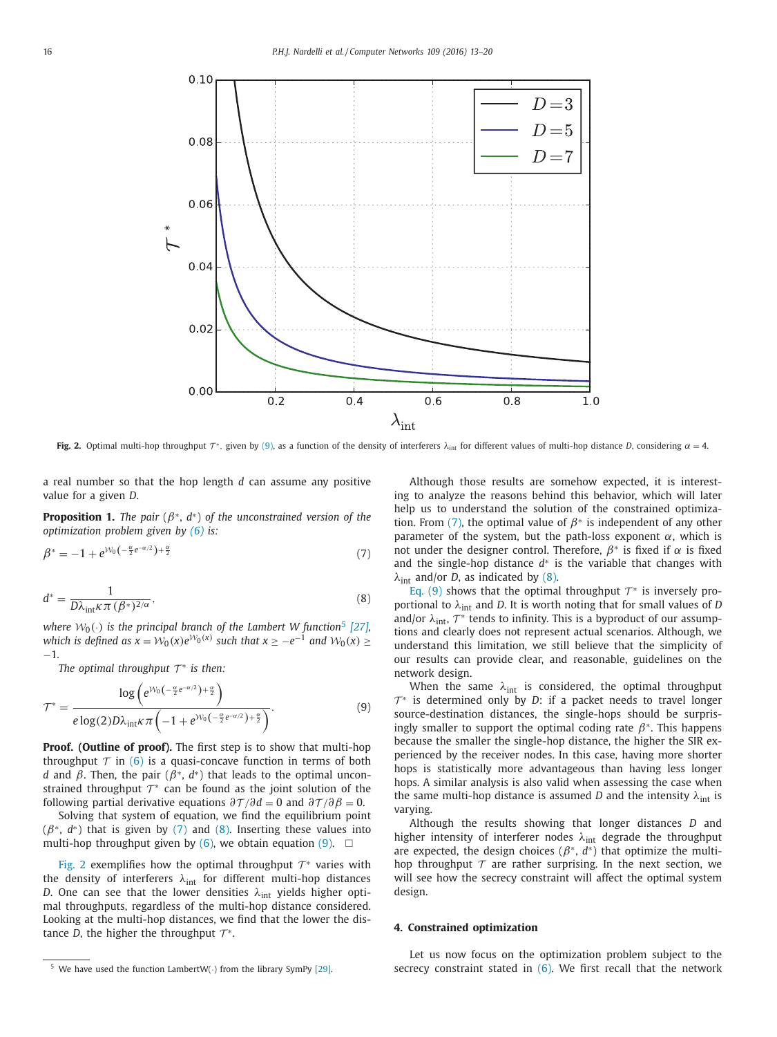Fig. 2. Optimal multi-hop throughput $\mathcal{T}^*$, given by (9), as a function of the density of interferers $\lambda_{\text{int}}$ for different values of multi-hop distance $D$, considering $\alpha = 4$.

a real number so that the hop length $d$ can assume any positive value for a given $D$.

**Proposition 1.** *The pair $(\beta^*, d^*)$ of the unconstrained version of the optimization problem given by (6) is:*

$$\beta^* = -1 + e^{\mathcal{W}_0\left(-\frac{\alpha}{2}e^{-\alpha/2}\right)+\frac{\alpha}{2}} \tag{7}$$

$$d^* = \frac{1}{D\lambda_{\text{int}}\kappa\pi\,(\beta^*)^{2/\alpha}}, \tag{8}$$

*where $\mathcal{W}_0(\cdot)$ is the principal branch of the Lambert W function*[5] *[27], which is defined as $x = \mathcal{W}_0(x)e^{\mathcal{W}_0(x)}$ such that $x \geq -e^{-1}$ and $\mathcal{W}_0(x) \geq -1$.*

*The optimal throughput $\mathcal{T}^*$ is then:*

$$\mathcal{T}^* = \frac{\log\left(e^{\mathcal{W}_0\left(-\frac{\alpha}{2}e^{-\alpha/2}\right)+\frac{\alpha}{2}}\right)}{e\log(2)D\lambda_{\text{int}}\kappa\pi\left(-1 + e^{\mathcal{W}_0\left(-\frac{\alpha}{2}e^{-\alpha/2}\right)+\frac{\alpha}{2}}\right)}. \tag{9}$$

**Proof. (Outline of proof).** The first step is to show that multi-hop throughput $\mathcal{T}$ in (6) is a quasi-concave function in terms of both $d$ and $\beta$. Then, the pair $(\beta^*, d^*)$ that leads to the optimal unconstrained throughput $\mathcal{T}^*$ can be found as the joint solution of the following partial derivative equations $\partial\mathcal{T}/\partial d = 0$ and $\partial\mathcal{T}/\partial\beta = 0$.

Solving that system of equation, we find the equilibrium point $(\beta^*, d^*)$ that is given by (7) and (8). Inserting these values into multi-hop throughput given by (6), we obtain equation (9). □

Fig. 2 exemplifies how the optimal throughput $\mathcal{T}^*$ varies with the density of interferers $\lambda_{\text{int}}$ for different multi-hop distances $D$. One can see that the lower densities $\lambda_{\text{int}}$ yields higher optimal throughputs, regardless of the multi-hop distance considered. Looking at the multi-hop distances, we find that the lower the distance $D$, the higher the throughput $\mathcal{T}^*$.

Although those results are somehow expected, it is interesting to analyze the reasons behind this behavior, which will later help us to understand the solution of the constrained optimization. From (7), the optimal value of $\beta^*$ is independent of any other parameter of the system, but the path-loss exponent $\alpha$, which is not under the designer control. Therefore, $\beta^*$ is fixed if $\alpha$ is fixed and the single-hop distance $d^*$ is the variable that changes with $\lambda_{\text{int}}$ and/or $D$, as indicated by (8).

Eq. (9) shows that the optimal throughput $\mathcal{T}^*$ is inversely proportional to $\lambda_{\text{int}}$ and $D$. It is worth noting that for small values of $D$ and/or $\lambda_{\text{int}}$, $\mathcal{T}^*$ tends to infinity. This is a byproduct of our assumptions and clearly does not represent actual scenarios. Although, we understand this limitation, we still believe that the simplicity of our results can provide clear, and reasonable, guidelines on the network design.

When the same $\lambda_{\text{int}}$ is considered, the optimal throughput $\mathcal{T}^*$ is determined only by $D$: if a packet needs to travel longer source-destination distances, the single-hops should be surprisingly smaller to support the optimal coding rate $\beta^*$. This happens because the smaller the single-hop distance, the higher the SIR experienced by the receiver nodes. In this case, having more shorter hops is statistically more advantageous than having less longer hops. A similar analysis is also valid when assessing the case when the same multi-hop distance is assumed $D$ and the intensity $\lambda_{\text{int}}$ is varying.

Although the results showing that longer distances $D$ and higher intensity of interferer nodes $\lambda_{\text{int}}$ degrade the throughput are expected, the design choices $(\beta^*, d^*)$ that optimize the multi-hop throughput $\mathcal{T}$ are rather surprising. In the next section, we will see how the secrecy constraint will affect the optimal system design.

## 4. Constrained optimization

Let us now focus on the optimization problem subject to the secrecy constraint stated in (6). We first recall that the network

[5] We have used the function LambertW(·) from the library SymPy [29].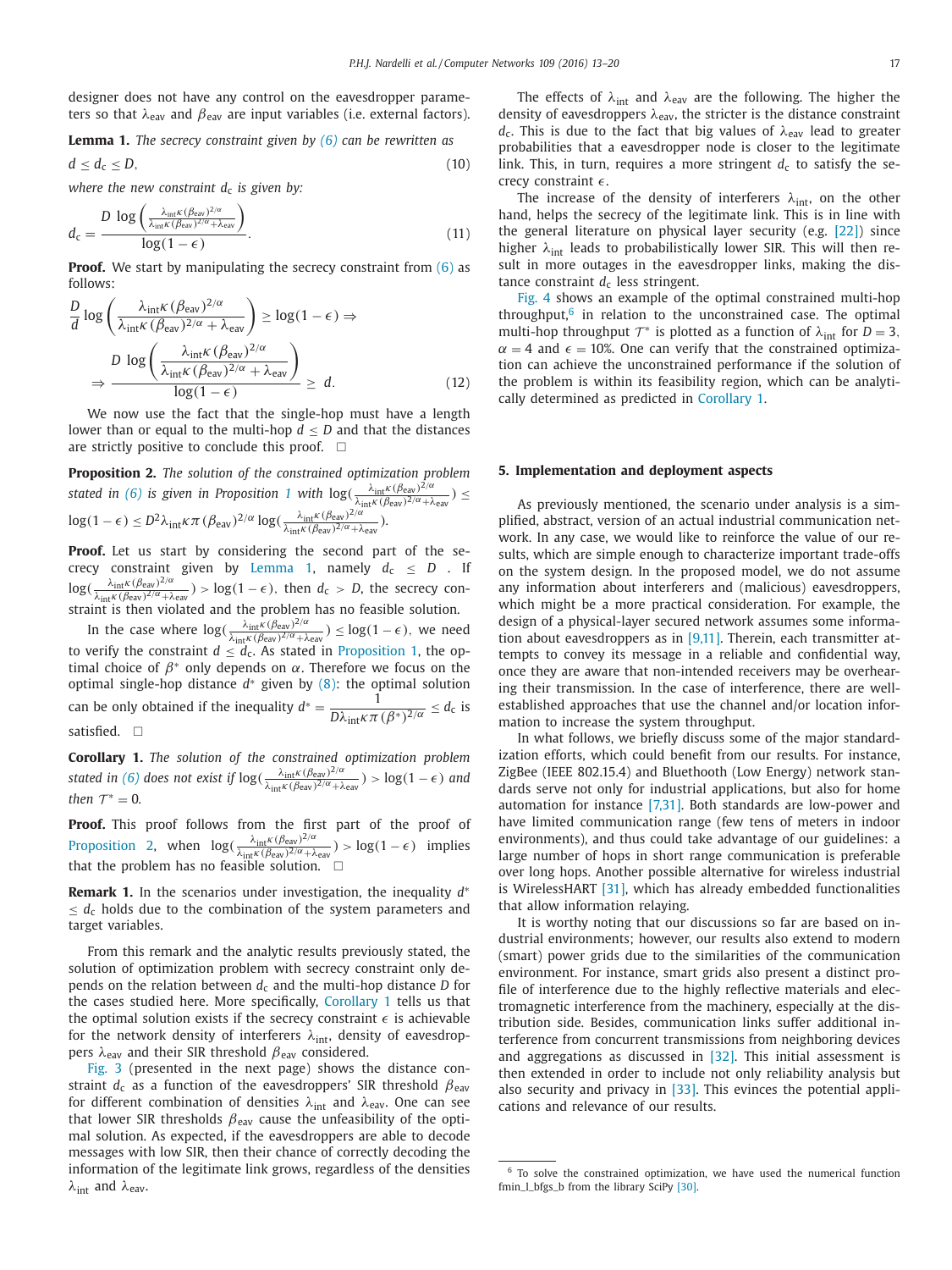designer does not have any control on the eavesdropper parameters so that $\lambda_{\mathrm{eav}}$ and $\beta_{\mathrm{eav}}$ are input variables (i.e. external factors).

**Lemma 1.** *The secrecy constraint given by (6) can be rewritten as*

$$d \le d_{\mathrm{c}} \le D, \tag{10}$$

*where the new constraint $d_{\mathrm{c}}$ is given by:*

$$d_{\mathrm{c}} = \frac{D \, \log\left(\frac{\lambda_{\mathrm{int}}\kappa\,(\beta_{\mathrm{eav}})^{2/\alpha}}{\lambda_{\mathrm{int}}\kappa\,(\beta_{\mathrm{eav}})^{2/\alpha}+\lambda_{\mathrm{eav}}}\right)}{\log(1-\epsilon)}. \tag{11}$$

**Proof.** We start by manipulating the secrecy constraint from (6) as follows:

$$\frac{D}{d}\log\left(\frac{\lambda_{\mathrm{int}}\kappa\,(\beta_{\mathrm{eav}})^{2/\alpha}}{\lambda_{\mathrm{int}}\kappa\,(\beta_{\mathrm{eav}})^{2/\alpha}+\lambda_{\mathrm{eav}}}\right) \ge \log(1-\epsilon) \Rightarrow$$

$$\Rightarrow \frac{D \, \log\left(\frac{\lambda_{\mathrm{int}}\kappa\,(\beta_{\mathrm{eav}})^{2/\alpha}}{\lambda_{\mathrm{int}}\kappa\,(\beta_{\mathrm{eav}})^{2/\alpha}+\lambda_{\mathrm{eav}}}\right)}{\log(1-\epsilon)} \ge d. \tag{12}$$

We now use the fact that the single-hop must have a length lower than or equal to the multi-hop $d \le D$ and that the distances are strictly positive to conclude this proof. □

**Proposition 2.** *The solution of the constrained optimization problem stated in (6) is given in Proposition 1 with* $\log\left(\frac{\lambda_{\mathrm{int}}\kappa\,(\beta_{\mathrm{eav}})^{2/\alpha}}{\lambda_{\mathrm{int}}\kappa\,(\beta_{\mathrm{eav}})^{2/\alpha}+\lambda_{\mathrm{eav}}}\right) \le \log(1-\epsilon) \le D^2\lambda_{\mathrm{int}}\kappa\pi\,(\beta_{\mathrm{eav}})^{2/\alpha}\log\left(\frac{\lambda_{\mathrm{int}}\kappa\,(\beta_{\mathrm{eav}})^{2/\alpha}}{\lambda_{\mathrm{int}}\kappa\,(\beta_{\mathrm{eav}})^{2/\alpha}+\lambda_{\mathrm{eav}}}\right)$.

**Proof.** Let us start by considering the second part of the secrecy constraint given by Lemma 1, namely $d_{\mathrm{c}} \le D$ . If $\log\left(\frac{\lambda_{\mathrm{int}}\kappa\,(\beta_{\mathrm{eav}})^{2/\alpha}}{\lambda_{\mathrm{int}}\kappa\,(\beta_{\mathrm{eav}})^{2/\alpha}+\lambda_{\mathrm{eav}}}\right) > \log(1-\epsilon)$, then $d_{\mathrm{c}} > D$, the secrecy constraint is then violated and the problem has no feasible solution.

In the case where $\log\left(\frac{\lambda_{\mathrm{int}}\kappa\,(\beta_{\mathrm{eav}})^{2/\alpha}}{\lambda_{\mathrm{int}}\kappa\,(\beta_{\mathrm{eav}})^{2/\alpha}+\lambda_{\mathrm{eav}}}\right) \le \log(1-\epsilon)$, we need to verify the constraint $d \le d_{\mathrm{c}}$. As stated in Proposition 1, the optimal choice of $\beta^*$ only depends on $\alpha$. Therefore we focus on the optimal single-hop distance $d^*$ given by (8): the optimal solution can be only obtained if the inequality $d^* = \dfrac{1}{D\lambda_{\mathrm{int}}\kappa\pi\,(\beta^*)^{2/\alpha}} \le d_{\mathrm{c}}$ is satisfied. □

**Corollary 1.** *The solution of the constrained optimization problem stated in (6) does not exist if* $\log\left(\frac{\lambda_{\mathrm{int}}\kappa\,(\beta_{\mathrm{eav}})^{2/\alpha}}{\lambda_{\mathrm{int}}\kappa\,(\beta_{\mathrm{eav}})^{2/\alpha}+\lambda_{\mathrm{eav}}}\right) > \log(1-\epsilon)$ *and then* $\mathcal{T}^* = 0$.

**Proof.** This proof follows from the first part of the proof of Proposition 2, when $\log\left(\frac{\lambda_{\mathrm{int}}\kappa\,(\beta_{\mathrm{eav}})^{2/\alpha}}{\lambda_{\mathrm{int}}\kappa\,(\beta_{\mathrm{eav}})^{2/\alpha}+\lambda_{\mathrm{eav}}}\right) > \log(1-\epsilon)$ implies that the problem has no feasible solution. □

**Remark 1.** In the scenarios under investigation, the inequality $d^* \le d_{\mathrm{c}}$ holds due to the combination of the system parameters and target variables.

From this remark and the analytic results previously stated, the solution of optimization problem with secrecy constraint only depends on the relation between $d_{\mathrm{c}}$ and the multi-hop distance $D$ for the cases studied here. More specifically, Corollary 1 tells us that the optimal solution exists if the secrecy constraint $\epsilon$ is achievable for the network density of interferers $\lambda_{\mathrm{int}}$, density of eavesdroppers $\lambda_{\mathrm{eav}}$ and their SIR threshold $\beta_{\mathrm{eav}}$ considered.

Fig. 3 (presented in the next page) shows the distance constraint $d_{\mathrm{c}}$ as a function of the eavesdroppers' SIR threshold $\beta_{\mathrm{eav}}$ for different combination of densities $\lambda_{\mathrm{int}}$ and $\lambda_{\mathrm{eav}}$. One can see that lower SIR thresholds $\beta_{\mathrm{eav}}$ cause the unfeasibility of the optimal solution. As expected, if the eavesdroppers are able to decode messages with low SIR, then their chance of correctly decoding the information of the legitimate link grows, regardless of the densities $\lambda_{\mathrm{int}}$ and $\lambda_{\mathrm{eav}}$.

The effects of $\lambda_{\mathrm{int}}$ and $\lambda_{\mathrm{eav}}$ are the following. The higher the density of eavesdroppers $\lambda_{\mathrm{eav}}$, the stricter is the distance constraint $d_{\mathrm{c}}$. This is due to the fact that big values of $\lambda_{\mathrm{eav}}$ lead to greater probabilities that a eavesdropper node is closer to the legitimate link. This, in turn, requires a more stringent $d_{\mathrm{c}}$ to satisfy the secrecy constraint $\epsilon$.

The increase of the density of interferers $\lambda_{\mathrm{int}}$, on the other hand, helps the secrecy of the legitimate link. This is in line with the general literature on physical layer security (e.g. [22]) since higher $\lambda_{\mathrm{int}}$ leads to probabilistically lower SIR. This will then result in more outages in the eavesdropper links, making the distance constraint $d_{\mathrm{c}}$ less stringent.

Fig. 4 shows an example of the optimal constrained multi-hop throughput,[6] in relation to the unconstrained case. The optimal multi-hop throughput $\mathcal{T}^*$ is plotted as a function of $\lambda_{\mathrm{int}}$ for $D = 3$, $\alpha = 4$ and $\epsilon = 10\%$. One can verify that the constrained optimization can achieve the unconstrained performance if the solution of the problem is within its feasibility region, which can be analytically determined as predicted in Corollary 1.

## 5. Implementation and deployment aspects

As previously mentioned, the scenario under analysis is a simplified, abstract, version of an actual industrial communication network. In any case, we would like to reinforce the value of our results, which are simple enough to characterize important trade-offs on the system design. In the proposed model, we do not assume any information about interferers and (malicious) eavesdroppers, which might be a more practical consideration. For example, the design of a physical-layer secured network assumes some information about eavesdroppers as in [9,11]. Therein, each transmitter attempts to convey its message in a reliable and confidential way, once they are aware that non-intended receivers may be overhearing their transmission. In the case of interference, there are well-established approaches that use the channel and/or location information to increase the system throughput.

In what follows, we briefly discuss some of the major standardization efforts, which could benefit from our results. For instance, ZigBee (IEEE 802.15.4) and Bluethooth (Low Energy) network standards serve not only for industrial applications, but also for home automation for instance [7,31]. Both standards are low-power and have limited communication range (few tens of meters in indoor environments), and thus could take advantage of our guidelines: a large number of hops in short range communication is preferable over long hops. Another possible alternative for wireless industrial is WirelessHART [31], which has already embedded functionalities that allow information relaying.

It is worthy noting that our discussions so far are based on industrial environments; however, our results also extend to modern (smart) power grids due to the similarities of the communication environment. For instance, smart grids also present a distinct profile of interference due to the highly reflective materials and electromagnetic interference from the machinery, especially at the distribution side. Besides, communication links suffer additional interference from concurrent transmissions from neighboring devices and aggregations as discussed in [32]. This initial assessment is then extended in order to include not only reliability analysis but also security and privacy in [33]. This evinces the potential applications and relevance of our results.

[6] To solve the constrained optimization, we have used the numerical function fmin_l_bfgs_b from the library SciPy [30].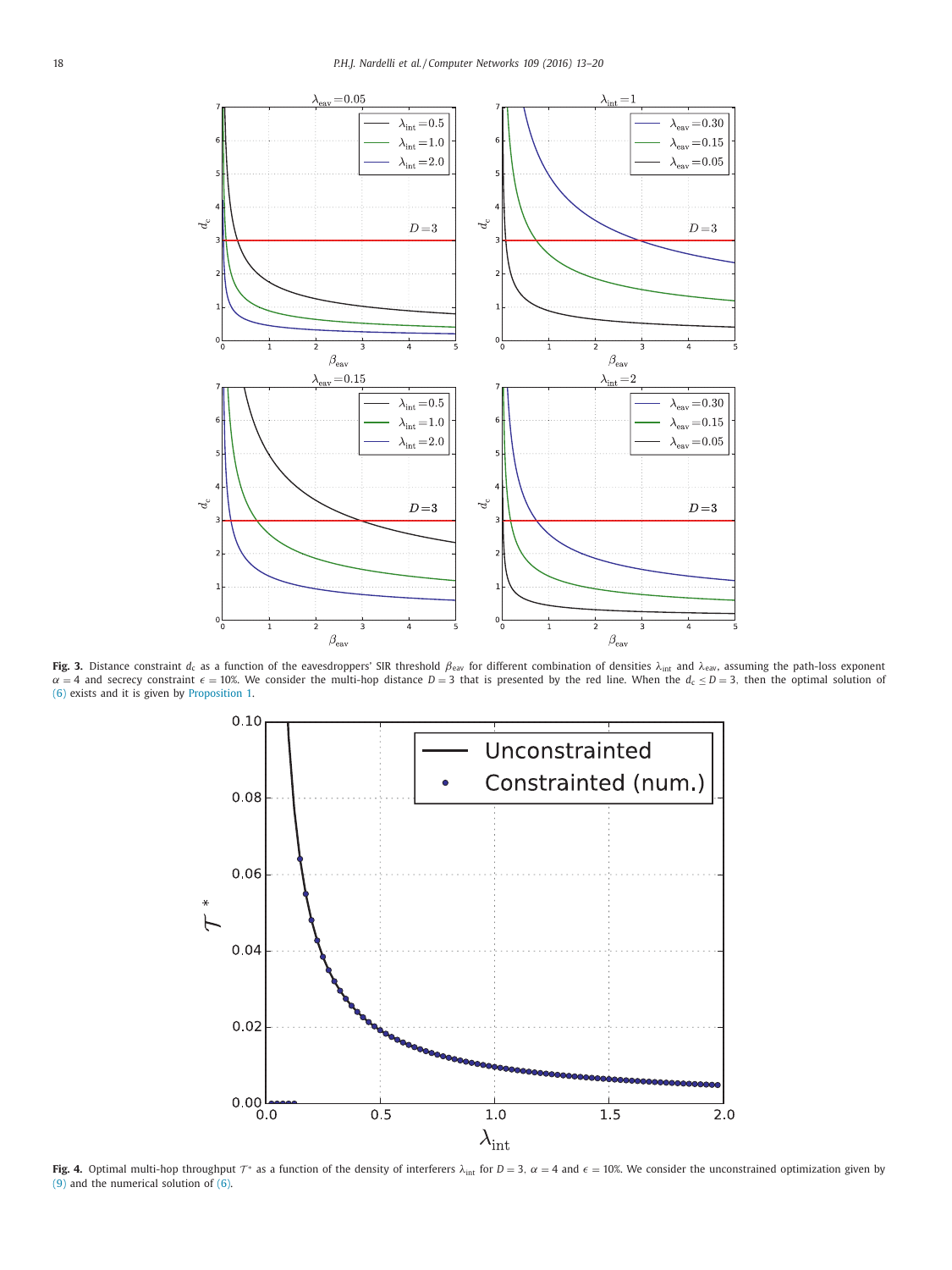**Fig. 3.** Distance constraint $d_c$ as a function of the eavesdroppers' SIR threshold $\beta_{eav}$ for different combination of densities $\lambda_{int}$ and $\lambda_{eav}$, assuming the path-loss exponent $\alpha = 4$ and secrecy constraint $\epsilon = 10\%$. We consider the multi-hop distance $D = 3$ that is presented by the red line. When the $d_c \leq D = 3$, then the optimal solution of (6) exists and it is given by Proposition 1.

**Fig. 4.** Optimal multi-hop throughput $\mathcal{T}^*$ as a function of the density of interferers $\lambda_{int}$ for $D = 3$, $\alpha = 4$ and $\epsilon = 10\%$. We consider the unconstrained optimization given by (9) and the numerical solution of (6).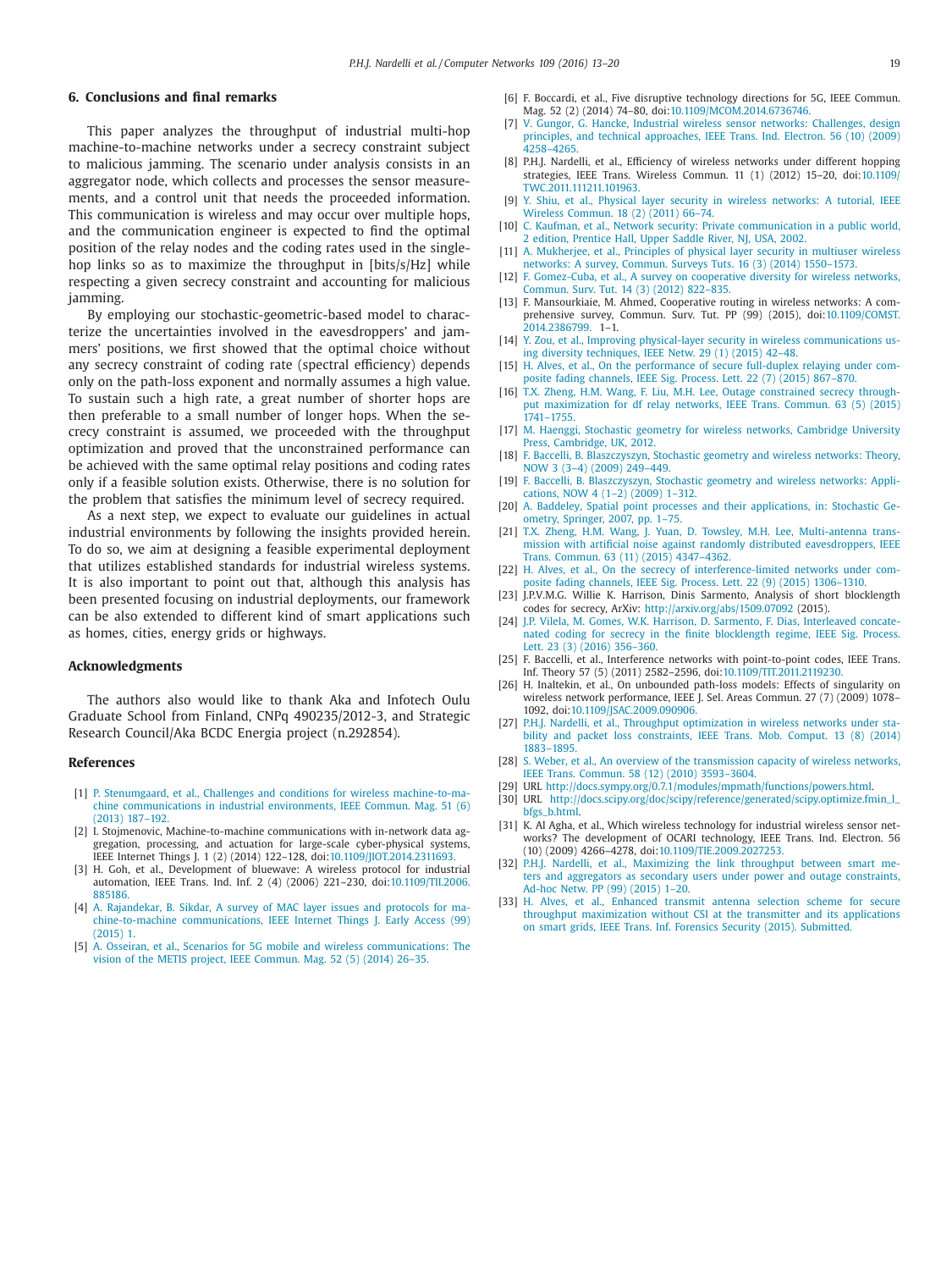## 6. Conclusions and final remarks

This paper analyzes the throughput of industrial multi-hop machine-to-machine networks under a secrecy constraint subject to malicious jamming. The scenario under analysis consists in an aggregator node, which collects and processes the sensor measurements, and a control unit that needs the proceeded information. This communication is wireless and may occur over multiple hops, and the communication engineer is expected to find the optimal position of the relay nodes and the coding rates used in the single-hop links so as to maximize the throughput in [bits/s/Hz] while respecting a given secrecy constraint and accounting for malicious jamming.

By employing our stochastic-geometric-based model to characterize the uncertainties involved in the eavesdroppers' and jammers' positions, we first showed that the optimal choice without any secrecy constraint of coding rate (spectral efficiency) depends only on the path-loss exponent and normally assumes a high value. To sustain such a high rate, a great number of shorter hops are then preferable to a small number of longer hops. When the secrecy constraint is assumed, we proceeded with the throughput optimization and proved that the unconstrained performance can be achieved with the same optimal relay positions and coding rates only if a feasible solution exists. Otherwise, there is no solution for the problem that satisfies the minimum level of secrecy required.

As a next step, we expect to evaluate our guidelines in actual industrial environments by following the insights provided herein. To do so, we aim at designing a feasible experimental deployment that utilizes established standards for industrial wireless systems. It is also important to point out that, although this analysis has been presented focusing on industrial deployments, our framework can be also extended to different kind of smart applications such as homes, cities, energy grids or highways.

## Acknowledgments

The authors also would like to thank Aka and Infotech Oulu Graduate School from Finland, CNPq 490235/2012-3, and Strategic Research Council/Aka BCDC Energia project (n.292854).

## References

[1] P. Stenumgaard, et al., Challenges and conditions for wireless machine-to-machine communications in industrial environments, IEEE Commun. Mag. 51 (6) (2013) 187–192.

[2] I. Stojmenovic, Machine-to-machine communications with in-network data aggregation, processing, and actuation for large-scale cyber-physical systems, IEEE Internet Things J. 1 (2) (2014) 122–128, doi:10.1109/JIOT.2014.2311693.

[3] H. Goh, et al., Development of bluewave: A wireless protocol for industrial automation, IEEE Trans. Ind. Inf. 2 (4) (2006) 221–230, doi:10.1109/TII.2006.885186.

[4] A. Rajandekar, B. Sikdar, A survey of MAC layer issues and protocols for machine-to-machine communications, IEEE Internet Things J. Early Access (99) (2015) 1.

[5] A. Osseiran, et al., Scenarios for 5G mobile and wireless communications: The vision of the METIS project, IEEE Commun. Mag. 52 (5) (2014) 26–35.

[6] F. Boccardi, et al., Five disruptive technology directions for 5G, IEEE Commun. Mag. 52 (2) (2014) 74–80, doi:10.1109/MCOM.2014.6736746.

[7] V. Gungor, G. Hancke, Industrial wireless sensor networks: Challenges, design principles, and technical approaches, IEEE Trans. Ind. Electron. 56 (10) (2009) 4258–4265.

[8] P.H.J. Nardelli, et al., Efficiency of wireless networks under different hopping strategies, IEEE Trans. Wireless Commun. 11 (1) (2012) 15–20, doi:10.1109/TWC.2011.111211.101963.

[9] Y. Shiu, et al., Physical layer security in wireless networks: A tutorial, IEEE Wireless Commun. 18 (2) (2011) 66–74.

[10] C. Kaufman, et al., Network security: Private communication in a public world, 2 edition, Prentice Hall, Upper Saddle River, NJ, USA, 2002.

[11] A. Mukherjee, et al., Principles of physical layer security in multiuser wireless networks: A survey, Commun. Surveys Tuts. 16 (3) (2014) 1550–1573.

[12] F. Gomez-Cuba, et al., A survey on cooperative diversity for wireless networks, Commun. Surv. Tut. 14 (3) (2012) 822–835.

[13] F. Mansourkiaie, M. Ahmed, Cooperative routing in wireless networks: A comprehensive survey, Commun. Surv. Tut. PP (99) (2015), doi:10.1109/COMST.2014.2386799. 1–1.

[14] Y. Zou, et al., Improving physical-layer security in wireless communications using diversity techniques, IEEE Netw. 29 (1) (2015) 42–48.

[15] H. Alves, et al., On the performance of secure full-duplex relaying under composite fading channels, IEEE Sig. Process. Lett. 22 (7) (2015) 867–870.

[16] T.X. Zheng, H.M. Wang, F. Liu, M.H. Lee, Outage constrained secrecy throughput maximization for df relay networks, IEEE Trans. Commun. 63 (5) (2015) 1741–1755.

[17] M. Haenggi, Stochastic geometry for wireless networks, Cambridge University Press, Cambridge, UK, 2012.

[18] F. Baccelli, B. Blaszczyszyn, Stochastic geometry and wireless networks: Theory, NOW 3 (3–4) (2009) 249–449.

[19] F. Baccelli, B. Blaszczyszyn, Stochastic geometry and wireless networks: Applications, NOW 4 (1–2) (2009) 1–312.

[20] A. Baddeley, Spatial point processes and their applications, in: Stochastic Geometry, Springer, 2007, pp. 1–75.

[21] T.X. Zheng, H.M. Wang, J. Yuan, D. Towsley, M.H. Lee, Multi-antenna transmission with artificial noise against randomly distributed eavesdroppers, IEEE Trans. Commun. 63 (11) (2015) 4347–4362.

[22] H. Alves, et al., On the secrecy of interference-limited networks under composite fading channels, IEEE Sig. Process. Lett. 22 (9) (2015) 1306–1310.

[23] J.P.V.M.G. Willie K. Harrison, Dinis Sarmento, Analysis of short blocklength codes for secrecy, ArXiv: http://arxiv.org/abs/1509.07092 (2015).

[24] J.P. Vilela, M. Gomes, W.K. Harrison, D. Sarmento, F. Dias, Interleaved concatenated coding for secrecy in the finite blocklength regime, IEEE Sig. Process. Lett. 23 (3) (2016) 356–360.

[25] F. Baccelli, et al., Interference networks with point-to-point codes, IEEE Trans. Inf. Theory 57 (5) (2011) 2582–2596, doi:10.1109/TIT.2011.2119230.

[26] H. Inaltekin, et al., On unbounded path-loss models: Effects of singularity on wireless network performance, IEEE J. Sel. Areas Commun. 27 (7) (2009) 1078–1092, doi:10.1109/JSAC.2009.090906.

[27] P.H.J. Nardelli, et al., Throughput optimization in wireless networks under stability and packet loss constraints, IEEE Trans. Mob. Comput. 13 (8) (2014) 1883–1895.

[28] S. Weber, et al., An overview of the transmission capacity of wireless networks, IEEE Trans. Commun. 58 (12) (2010) 3593–3604.

[29] URL http://docs.sympy.org/0.7.1/modules/mpmath/functions/powers.html.

[30] URL http://docs.scipy.org/doc/scipy/reference/generated/scipy.optimize.fmin_l_bfgs_b.html.

[31] K. Al Agha, et al., Which wireless technology for industrial wireless sensor networks? The development of OCARI technology, IEEE Trans. Ind. Electron. 56 (10) (2009) 4266–4278, doi:10.1109/TIE.2009.2027253.

[32] P.H.J. Nardelli, et al., Maximizing the link throughput between smart meters and aggregators as secondary users under power and outage constraints, Ad-hoc Netw. PP (99) (2015) 1–20.

[33] H. Alves, et al., Enhanced transmit antenna selection scheme for secure throughput maximization without CSI at the transmitter and its applications on smart grids, IEEE Trans. Inf. Forensics Security (2015). Submitted.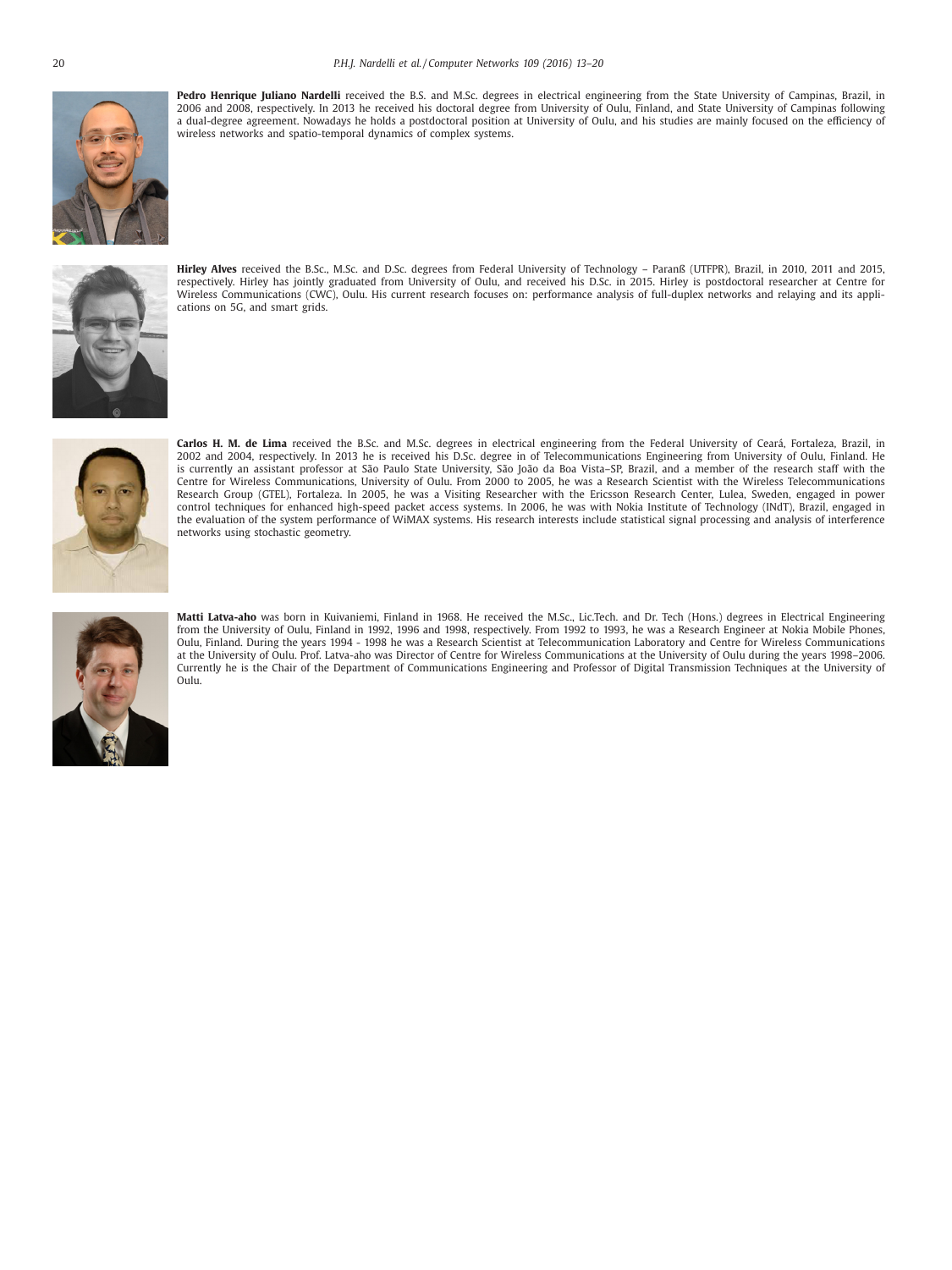**Pedro Henrique Juliano Nardelli** received the B.S. and M.Sc. degrees in electrical engineering from the State University of Campinas, Brazil, in 2006 and 2008, respectively. In 2013 he received his doctoral degree from University of Oulu, Finland, and State University of Campinas following a dual-degree agreement. Nowadays he holds a postdoctoral position at University of Oulu, and his studies are mainly focused on the efficiency of wireless networks and spatio-temporal dynamics of complex systems.

**Hirley Alves** received the B.Sc., M.Sc. and D.Sc. degrees from Federal University of Technology – Paranß (UTFPR), Brazil, in 2010, 2011 and 2015, respectively. Hirley has jointly graduated from University of Oulu, and received his D.Sc. in 2015. Hirley is postdoctoral researcher at Centre for Wireless Communications (CWC), Oulu. His current research focuses on: performance analysis of full-duplex networks and relaying and its applications on 5G, and smart grids.

**Carlos H. M. de Lima** received the B.Sc. and M.Sc. degrees in electrical engineering from the Federal University of Ceará, Fortaleza, Brazil, in 2002 and 2004, respectively. In 2013 he is received his D.Sc. degree in of Telecommunications Engineering from University of Oulu, Finland. He is currently an assistant professor at São Paulo State University, São João da Boa Vista–SP, Brazil, and a member of the research staff with the Centre for Wireless Communications, University of Oulu. From 2000 to 2005, he was a Research Scientist with the Wireless Telecommunications Research Group (GTEL), Fortaleza. In 2005, he was a Visiting Researcher with the Ericsson Research Center, Lulea, Sweden, engaged in power control techniques for enhanced high-speed packet access systems. In 2006, he was with Nokia Institute of Technology (INdT), Brazil, engaged in the evaluation of the system performance of WiMAX systems. His research interests include statistical signal processing and analysis of interference networks using stochastic geometry.

**Matti Latva-aho** was born in Kuivaniemi, Finland in 1968. He received the M.Sc., Lic.Tech. and Dr. Tech (Hons.) degrees in Electrical Engineering from the University of Oulu, Finland in 1992, 1996 and 1998, respectively. From 1992 to 1993, he was a Research Engineer at Nokia Mobile Phones, Oulu, Finland. During the years 1994 - 1998 he was a Research Scientist at Telecommunication Laboratory and Centre for Wireless Communications at the University of Oulu. Prof. Latva-aho was Director of Centre for Wireless Communications at the University of Oulu during the years 1998–2006. Currently he is the Chair of the Department of Communications Engineering and Professor of Digital Transmission Techniques at the University of Oulu.